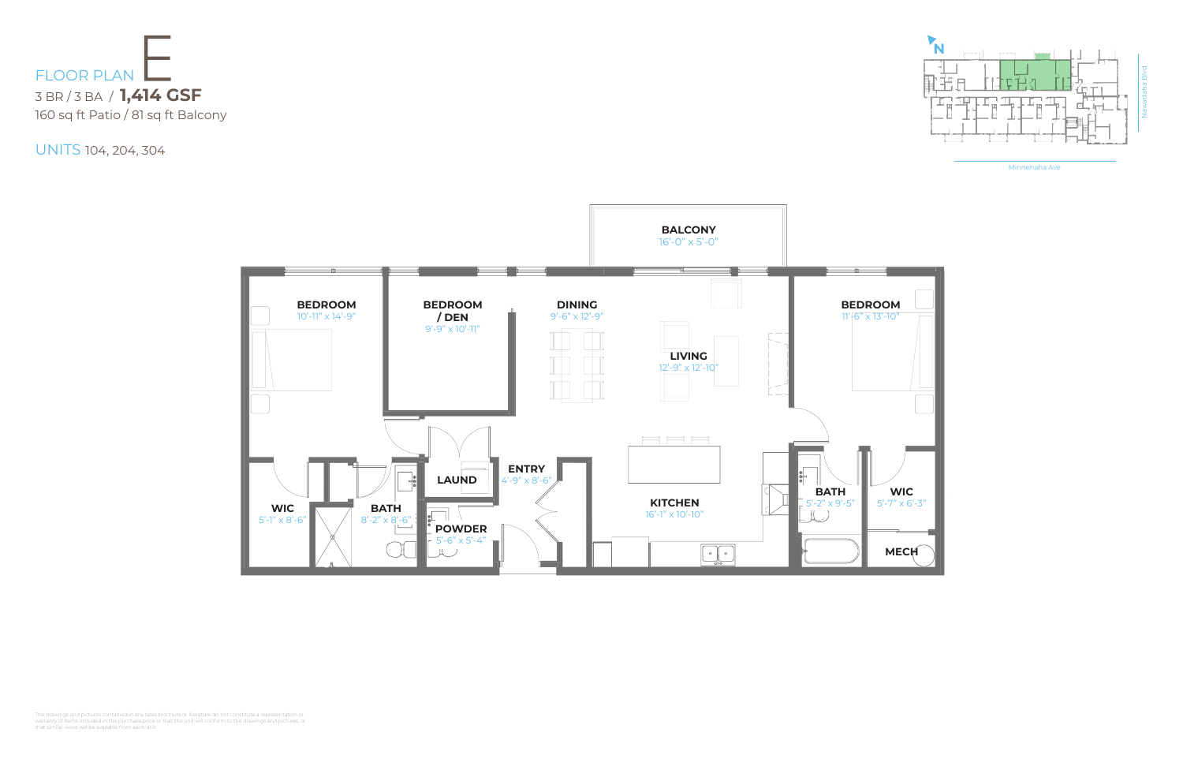# FLOOR PLAN E

3 BR / 3 BA / **1,414 GSF**

160 sq ft Patio / 81 sq ft Balcony

UNITS 104, 204, 304

N

Nawadaha Blvd

Minnehaha Ave

**BALCONY**
16'-0" x 5'-0"

**BEDROOM**
10'-11" x 14'-9"

**BEDROOM / DEN**
9'-9" x 10'-11"

**DINING**
9'-6" x 12'-9"

**LIVING**
12'-9" x 12'-10"

**BEDROOM**
11'-6" x 13'-10"

**WIC**
5'-1" x 8'-6"

**BATH**
8'-2" x 8'-6"

**LAUND**

**POWDER**
5'-6" x 5'-4"

**ENTRY**
4'-9" x 8'-6"

**KITCHEN**
16'-1" x 10'-10"

**BATH**
5'-2" x 9'-5"

**WIC**
5'-7" x 6'-3"

**MECH**

The drawings and pictures contained in any sales brochure or literature do not constitute a representation or warranty of items included in the purchase price or that the unit will conform to the drawings and pictures, or that similar views will be available from each unit.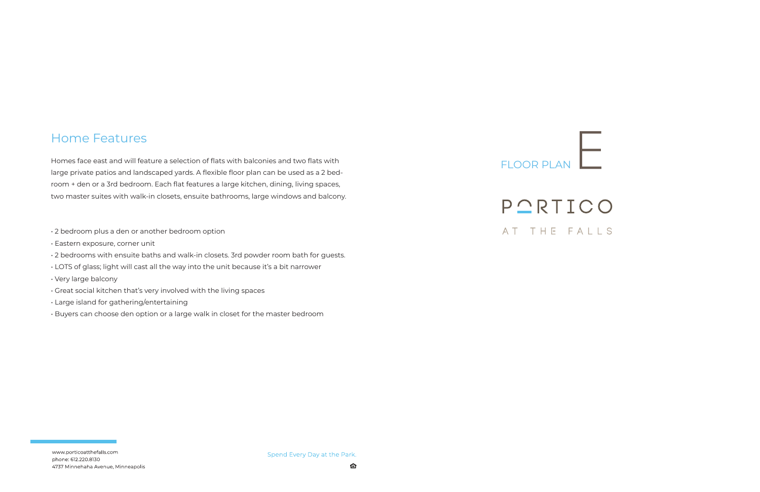## Home Features

Homes face east and will feature a selection of flats with balconies and two flats with large private patios and landscaped yards. A flexible floor plan can be used as a 2 bedroom + den or a 3rd bedroom. Each flat features a large kitchen, dining, living spaces, two master suites with walk-in closets, ensuite bathrooms, large windows and balcony.

- 2 bedroom plus a den or another bedroom option
- Eastern exposure, corner unit
- 2 bedrooms with ensuite baths and walk-in closets. 3rd powder room bath for guests.
- LOTS of glass; light will cast all the way into the unit because it's a bit narrower
- Very large balcony
- Great social kitchen that's very involved with the living spaces
- Large island for gathering/entertaining
- Buyers can choose den option or a large walk in closet for the master bedroom

# FLOOR PLAN E

PORTICO

AT THE FALLS

www.porticoatthefalls.com
phone: 612.220.8130
4737 Minnehaha Avenue, Minneapolis

Spend Every Day at the Park.